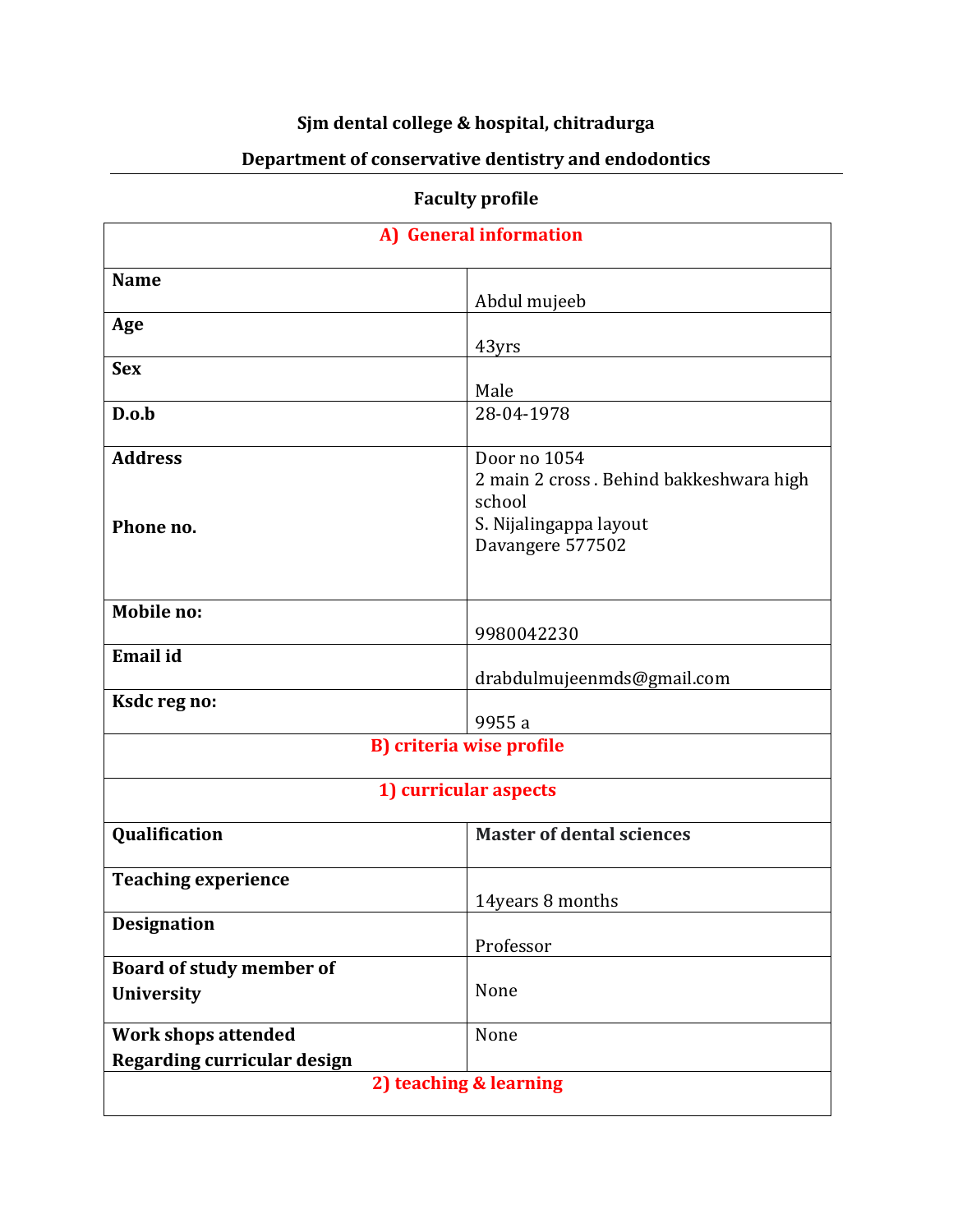**Sjm dental college & hospital, chitradurga**

**Department of conservative dentistry and endodontics**

**Faculty profile**

| **A) General information** | |
|---|---|
| **Name** | Abdul mujeeb |
| **Age** | 43yrs |
| **Sex** | Male |
| **D.o.b** | 28-04-1978 |
| **Address**<br><br>**Phone no.** | Door no 1054<br>2 main 2 cross . Behind bakkeshwara high school<br>S. Nijalingappa layout<br>Davangere 577502 |
| **Mobile no:** | 9980042230 |
| **Email id** | drabdulmujeenmds@gmail.com |
| **Ksdc reg no:** | 9955 a |
| **B) criteria wise profile** | |
| **1) curricular aspects** | |
| **Qualification** | **Master of dental sciences** |
| **Teaching experience** | 14years 8 months |
| **Designation** | Professor |
| **Board of study member of University** | None |
| **Work shops attended Regarding curricular design** | None |
| **2) teaching & learning** | |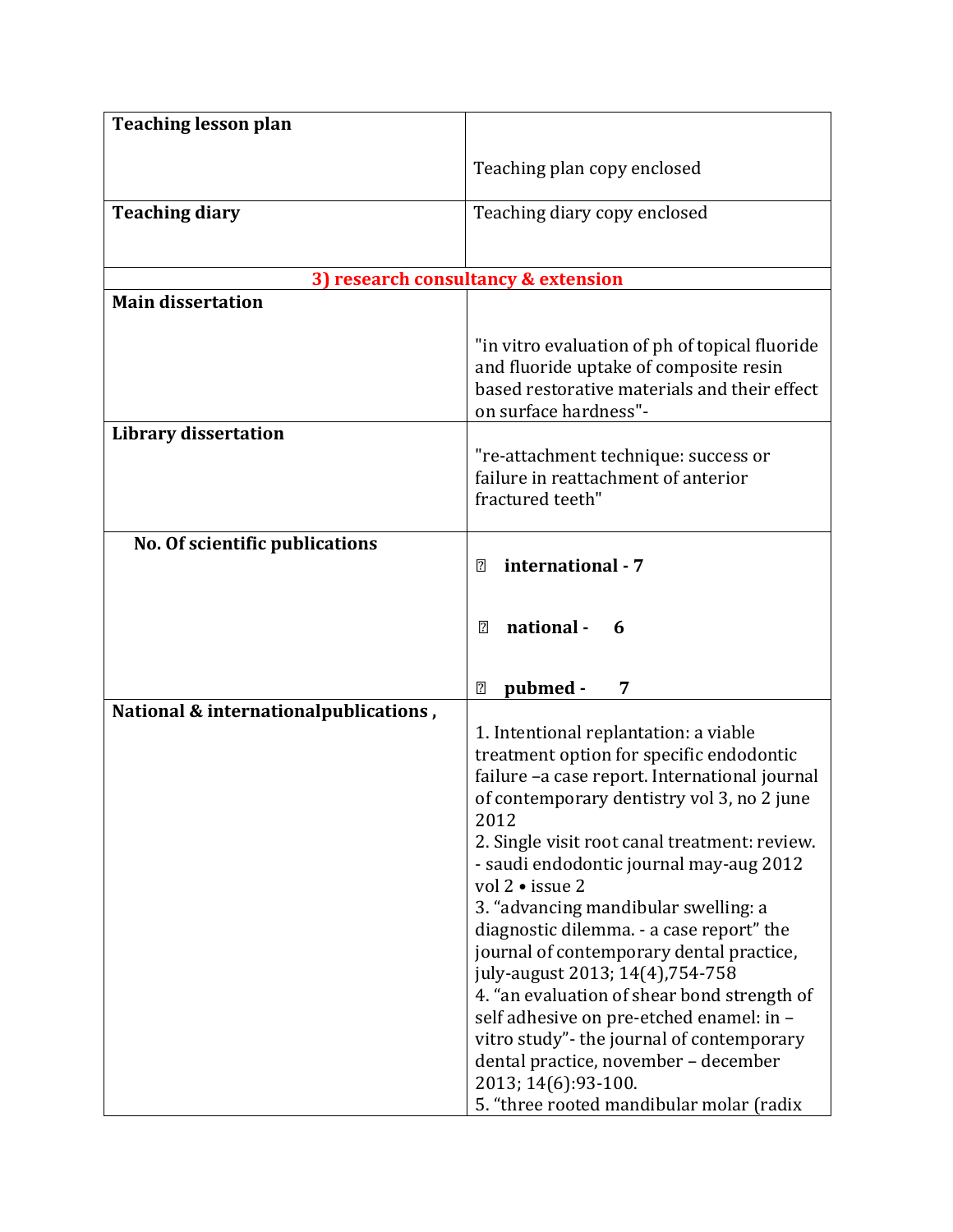| Teaching lesson plan | Teaching plan copy enclosed |
|---|---|
| Teaching diary | Teaching diary copy enclosed |
| **3) research consultancy & extension** | |
| **Main dissertation** | "in vitro evaluation of ph of topical fluoride and fluoride uptake of composite resin based restorative materials and their effect on surface hardness"- |
| **Library dissertation** | "re-attachment technique: success or failure in reattachment of anterior fractured teeth" |
| **No. Of scientific publications** | **international - 7**<br><br>**national - 6**<br><br>**pubmed - 7** |
| **National & internationalpublications ,** | 1. Intentional replantation: a viable treatment option for specific endodontic failure –a case report. International journal of contemporary dentistry vol 3, no 2 june 2012<br>2. Single visit root canal treatment: review. - saudi endodontic journal may-aug 2012 vol 2 • issue 2<br>3. "advancing mandibular swelling: a diagnostic dilemma. - a case report" the journal of contemporary dental practice, july-august 2013; 14(4),754-758<br>4. "an evaluation of shear bond strength of self adhesive on pre-etched enamel: in – vitro study"- the journal of contemporary dental practice, november – december 2013; 14(6):93-100.<br>5. "three rooted mandibular molar (radix |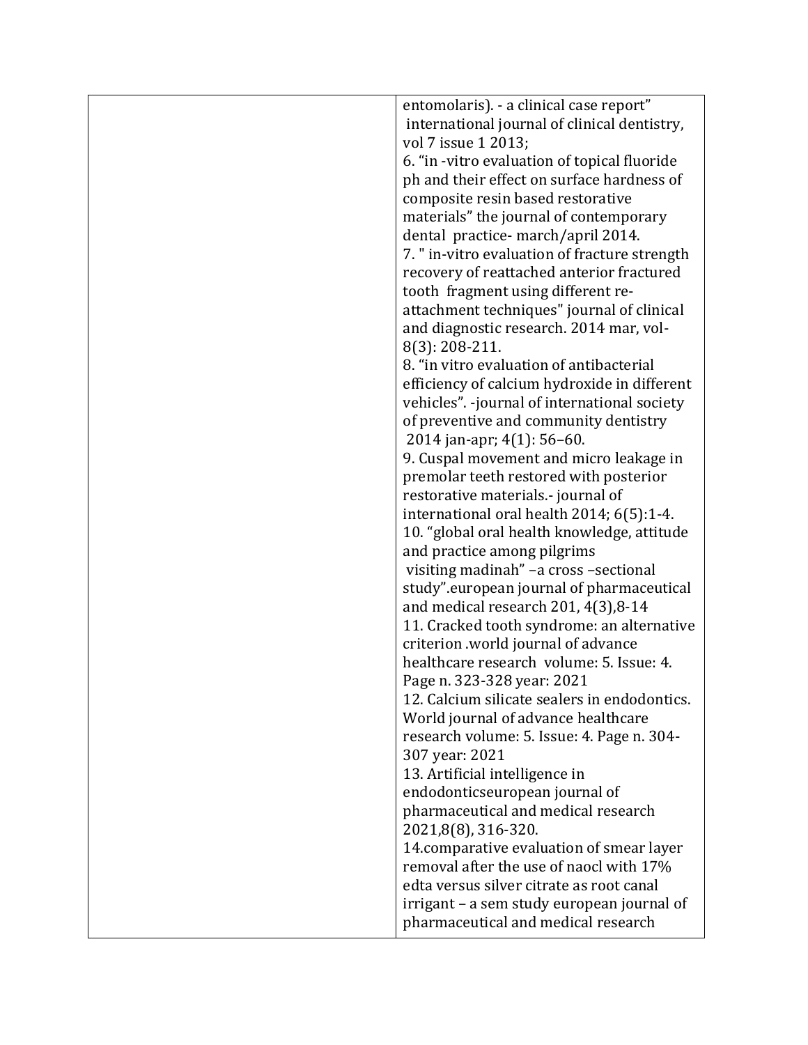| | entomolaris). - a clinical case report" international journal of clinical dentistry, vol 7 issue 1 2013;<br>6. "in -vitro evaluation of topical fluoride ph and their effect on surface hardness of composite resin based restorative materials" the journal of contemporary dental practice- march/april 2014.<br>7. " in-vitro evaluation of fracture strength recovery of reattached anterior fractured tooth fragment using different re-attachment techniques" journal of clinical and diagnostic research. 2014 mar, vol-8(3): 208-211.<br>8. "in vitro evaluation of antibacterial efficiency of calcium hydroxide in different vehicles". -journal of international society of preventive and community dentistry 2014 jan-apr; 4(1): 56–60.<br>9. Cuspal movement and micro leakage in premolar teeth restored with posterior restorative materials.- journal of international oral health 2014; 6(5):1-4.<br>10. "global oral health knowledge, attitude and practice among pilgrims visiting madinah" –a cross –sectional study".european journal of pharmaceutical and medical research 201, 4(3),8-14<br>11. Cracked tooth syndrome: an alternative criterion .world journal of advance healthcare research volume: 5. Issue: 4. Page n. 323-328 year: 2021<br>12. Calcium silicate sealers in endodontics. World journal of advance healthcare research volume: 5. Issue: 4. Page n. 304-307 year: 2021<br>13. Artificial intelligence in endodonticseuropean journal of pharmaceutical and medical research 2021,8(8), 316-320.<br>14.comparative evaluation of smear layer removal after the use of naocl with 17% edta versus silver citrate as root canal irrigant – a sem study european journal of pharmaceutical and medical research |
|---|---|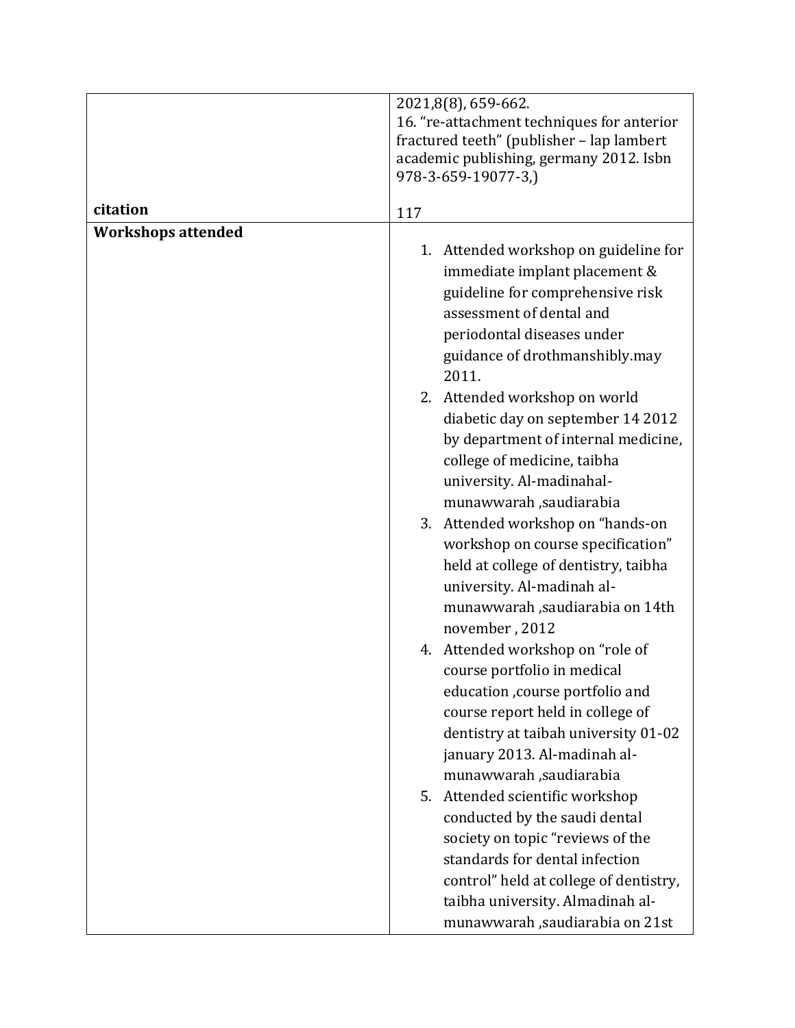| | |
|---|---|
| | 2021,8(8), 659-662.<br>16. "re-attachment techniques for anterior fractured teeth" (publisher – lap lambert academic publishing, germany 2012. Isbn 978-3-659-19077-3,) |
| **citation** | 117 |
| **Workshops attended** | 1. Attended workshop on guideline for immediate implant placement & guideline for comprehensive risk assessment of dental and periodontal diseases under guidance of drothmanshibly.may 2011.<br>2. Attended workshop on world diabetic day on september 14 2012 by department of internal medicine, college of medicine, taibha university. Al-madinahal-munawwarah ,saudiarabia<br>3. Attended workshop on "hands-on workshop on course specification" held at college of dentistry, taibha university. Al-madinah al-munawwarah ,saudiarabia on 14th november , 2012<br>4. Attended workshop on "role of course portfolio in medical education ,course portfolio and course report held in college of dentistry at taibah university 01-02 january 2013. Al-madinah al-munawwarah ,saudiarabia<br>5. Attended scientific workshop conducted by the saudi dental society on topic "reviews of the standards for dental infection control" held at college of dentistry, taibha university. Almadinah al-munawwarah ,saudiarabia on 21st |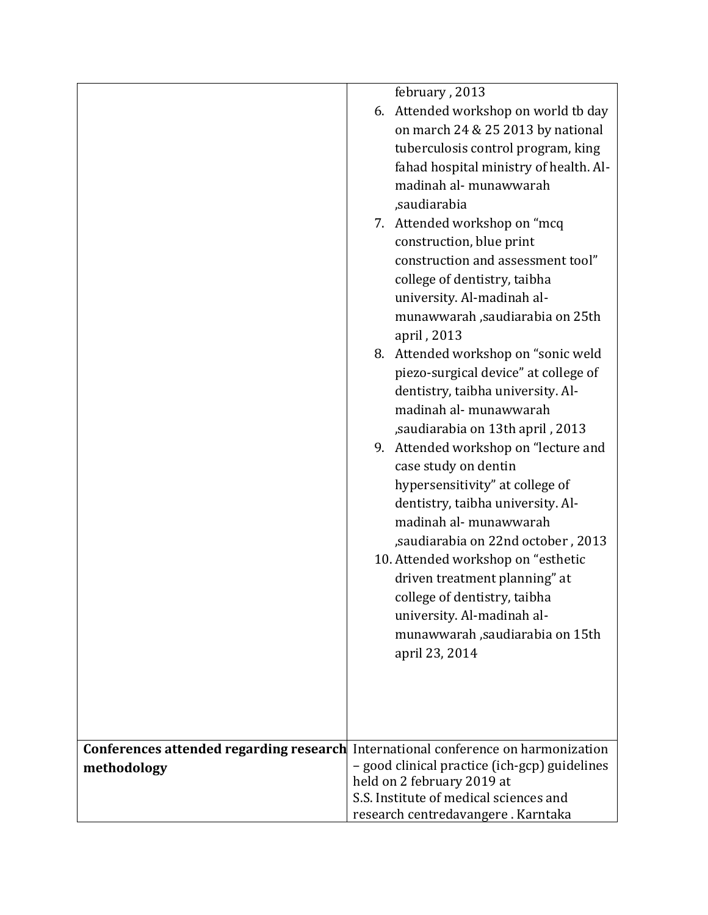| | |
|---|---|
| | february , 2013<br>6. Attended workshop on world tb day on march 24 & 25 2013 by national tuberculosis control program, king fahad hospital ministry of health. Al-madinah al- munawwarah ,saudiarabia<br>7. Attended workshop on "mcq construction, blue print construction and assessment tool" college of dentistry, taibha university. Al-madinah al-munawwarah ,saudiarabia on 25th april , 2013<br>8. Attended workshop on "sonic weld piezo-surgical device" at college of dentistry, taibha university. Al-madinah al- munawwarah ,saudiarabia on 13th april , 2013<br>9. Attended workshop on "lecture and case study on dentin hypersensitivity" at college of dentistry, taibha university. Al-madinah al- munawwarah ,saudiarabia on 22nd october , 2013<br>10. Attended workshop on "esthetic driven treatment planning" at college of dentistry, taibha university. Al-madinah al-munawwarah ,saudiarabia on 15th april 23, 2014 |
| **Conferences attended regarding research methodology** | International conference on harmonization – good clinical practice (ich-gcp) guidelines held on 2 february 2019 at S.S. Institute of medical sciences and research centredavangere . Karntaka |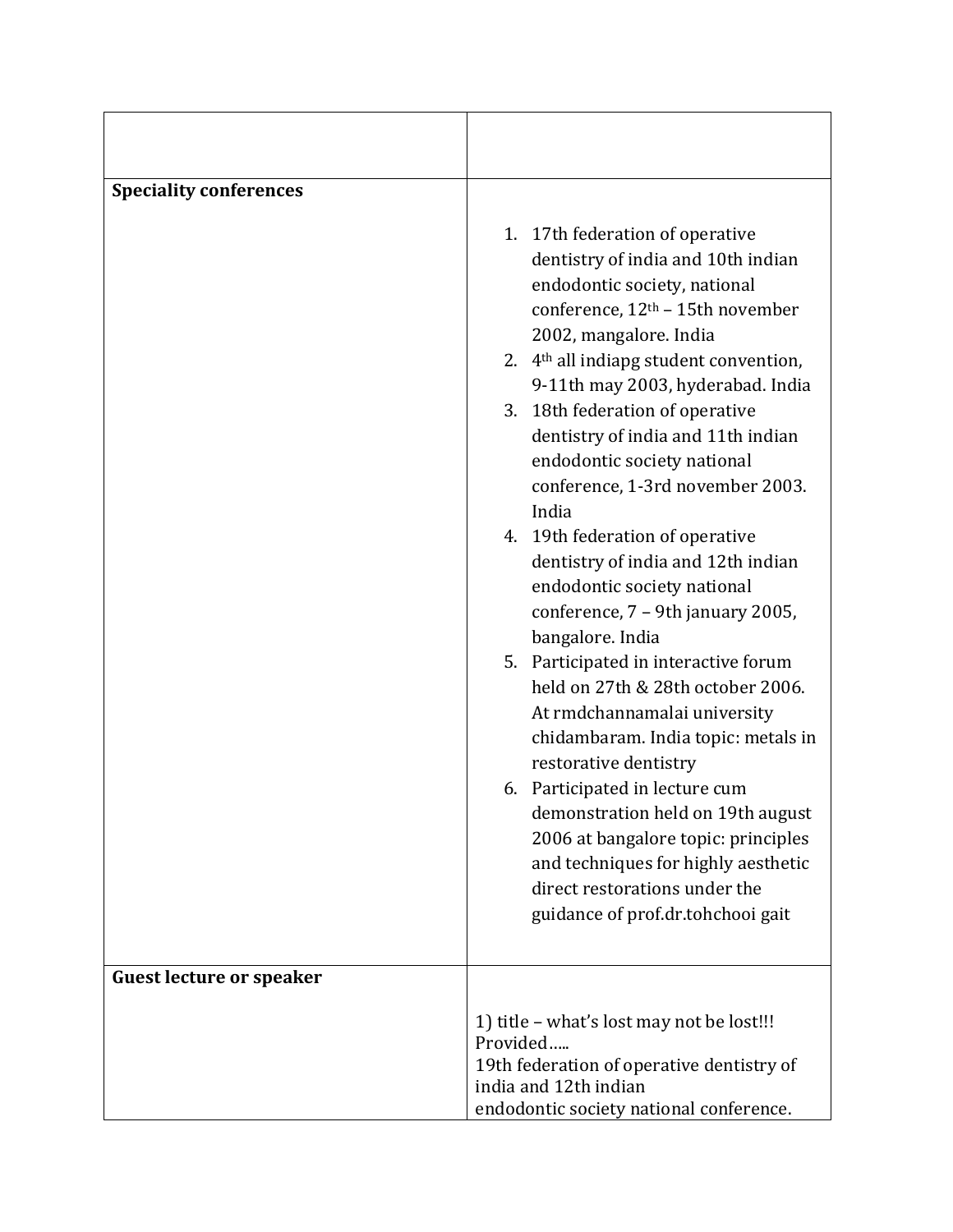| | |
|---|---|
| **Speciality conferences** | 1. 17th federation of operative dentistry of india and 10th indian endodontic society, national conference, 12th – 15th november 2002, mangalore. India<br>2. 4th all indiapg student convention, 9-11th may 2003, hyderabad. India<br>3. 18th federation of operative dentistry of india and 11th indian endodontic society national conference, 1-3rd november 2003. India<br>4. 19th federation of operative dentistry of india and 12th indian endodontic society national conference, 7 – 9th january 2005, bangalore. India<br>5. Participated in interactive forum held on 27th & 28th october 2006. At rmdchannamalai university chidambaram. India topic: metals in restorative dentistry<br>6. Participated in lecture cum demonstration held on 19th august 2006 at bangalore topic: principles and techniques for highly aesthetic direct restorations under the guidance of prof.dr.tohchooi gait |
| **Guest lecture or speaker** | 1) title – what's lost may not be lost!!! Provided…..<br>19th federation of operative dentistry of india and 12th indian<br>endodontic society national conference. |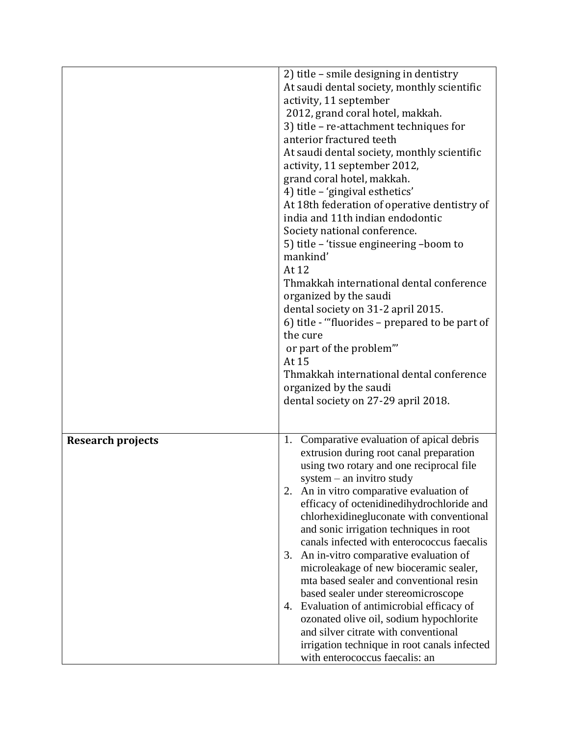| | |
|---|---|
| | 2) title – smile designing in dentistry<br>At saudi dental society, monthly scientific activity, 11 september<br>2012, grand coral hotel, makkah.<br>3) title – re-attachment techniques for anterior fractured teeth<br>At saudi dental society, monthly scientific activity, 11 september 2012,<br>grand coral hotel, makkah.<br>4) title – 'gingival esthetics'<br>At 18th federation of operative dentistry of india and 11th indian endodontic<br>Society national conference.<br>5) title – 'tissue engineering –boom to mankind'<br>At 12<br>Thmakkah international dental conference organized by the saudi<br>dental society on 31-2 april 2015.<br>6) title - '"fluorides – prepared to be part of the cure<br>or part of the problem"'<br>At 15<br>Thmakkah international dental conference organized by the saudi<br>dental society on 27-29 april 2018. |
| **Research projects** | 1. Comparative evaluation of apical debris extrusion during root canal preparation using two rotary and one reciprocal file system – an invitro study<br>2. An in vitro comparative evaluation of efficacy of octenidinedihydrochloride and chlorhexidinegluconate with conventional and sonic irrigation techniques in root canals infected with enterococcus faecalis<br>3. An in-vitro comparative evaluation of microleakage of new bioceramic sealer, mta based sealer and conventional resin based sealer under stereomicroscope<br>4. Evaluation of antimicrobial efficacy of ozonated olive oil, sodium hypochlorite and silver citrate with conventional irrigation technique in root canals infected with enterococcus faecalis: an |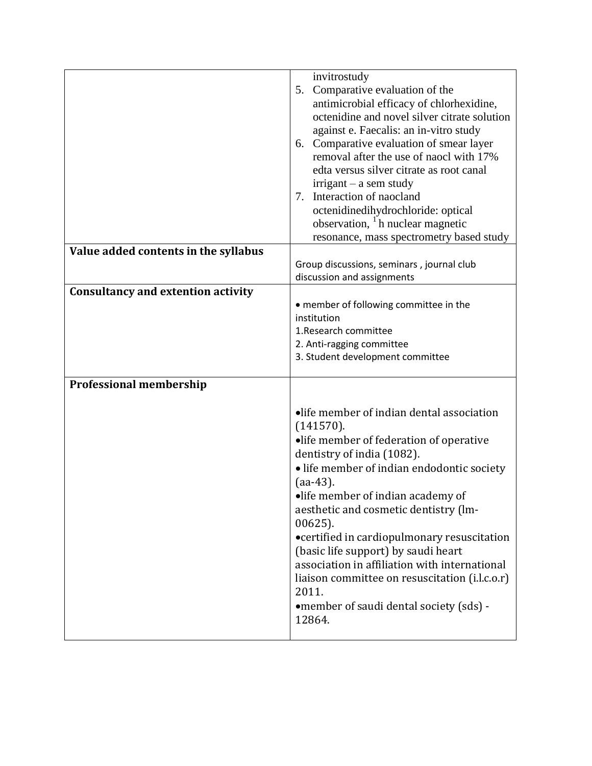| | |
|---|---|
| | invitrostudy<br>5. Comparative evaluation of the antimicrobial efficacy of chlorhexidine, octenidine and novel silver citrate solution against e. Faecalis: an in-vitro study<br>6. Comparative evaluation of smear layer removal after the use of naocl with 17% edta versus silver citrate as root canal irrigant – a sem study<br>7. Interaction of naocland octenidinedihydrochloride: optical observation, $^{1}$h nuclear magnetic resonance, mass spectrometry based study |
| **Value added contents in the syllabus** | Group discussions, seminars , journal club discussion and assignments |
| **Consultancy and extention activity** | • member of following committee in the institution<br>1.Research committee<br>2. Anti-ragging committee<br>3. Student development committee |
| **Professional membership** | •life member of indian dental association (141570).<br>•life member of federation of operative dentistry of india (1082).<br>• life member of indian endodontic society (aa-43).<br>•life member of indian academy of aesthetic and cosmetic dentistry (lm-00625).<br>•certified in cardiopulmonary resuscitation (basic life support) by saudi heart association in affiliation with international liaison committee on resuscitation (i.l.c.o.r) 2011.<br>•member of saudi dental society (sds) - 12864. |